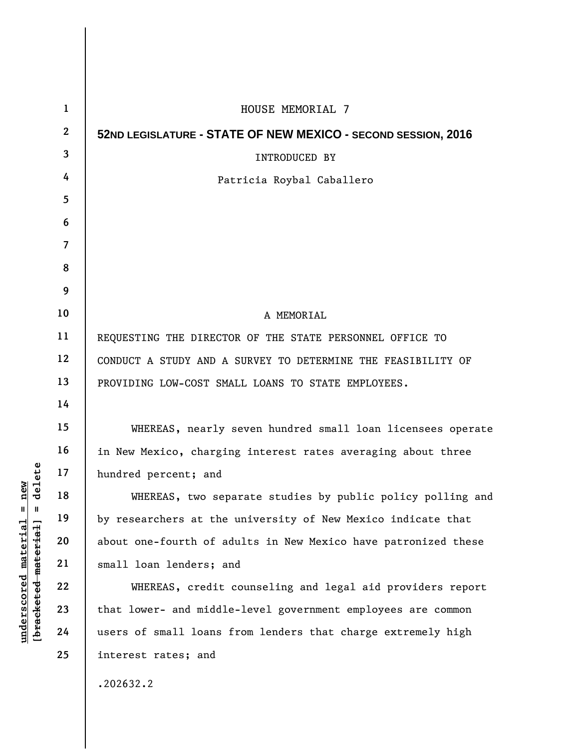HOUSE MEMORIAL 7

**52ND LEGISLATURE - STATE OF NEW MEXICO - SECOND SESSION, 2016**

INTRODUCED BY

Patricia Roybal Caballero

A MEMORIAL

REQUESTING THE DIRECTOR OF THE STATE PERSONNEL OFFICE TO CONDUCT A STUDY AND A SURVEY TO DETERMINE THE FEASIBILITY OF PROVIDING LOW-COST SMALL LOANS TO STATE EMPLOYEES.

WHEREAS, nearly seven hundred small loan licensees operate in New Mexico, charging interest rates averaging about three hundred percent; and

WHEREAS, two separate studies by public policy polling and by researchers at the university of New Mexico indicate that about one-fourth of adults in New Mexico have patronized these small loan lenders; and

WHEREAS, credit counseling and legal aid providers report that lower- and middle-level government employees are common users of small loans from lenders that charge extremely high interest rates; and

.202632.2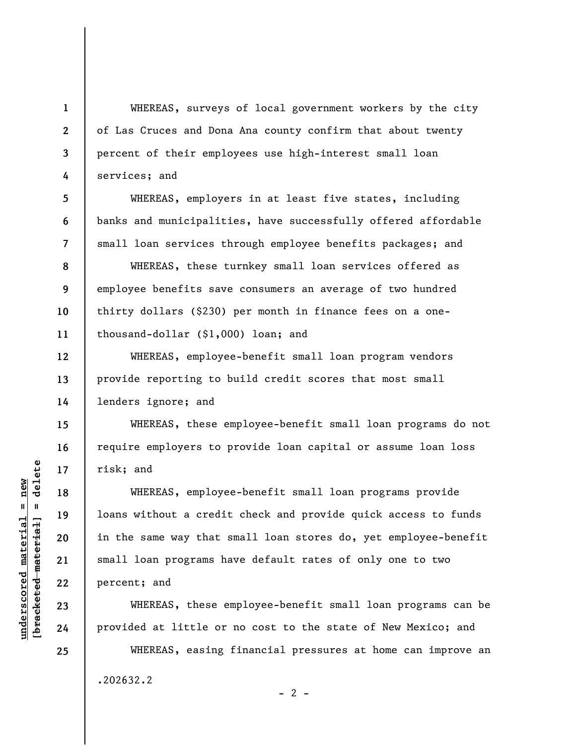WHEREAS, surveys of local government workers by the city of Las Cruces and Dona Ana county confirm that about twenty percent of their employees use high-interest small loan services; and

WHEREAS, employers in at least five states, including banks and municipalities, have successfully offered affordable small loan services through employee benefits packages; and

WHEREAS, these turnkey small loan services offered as employee benefits save consumers an average of two hundred thirty dollars ($230) per month in finance fees on a one-thousand-dollar ($1,000) loan; and

WHEREAS, employee-benefit small loan program vendors provide reporting to build credit scores that most small lenders ignore; and

WHEREAS, these employee-benefit small loan programs do not require employers to provide loan capital or assume loan loss risk; and

WHEREAS, employee-benefit small loan programs provide loans without a credit check and provide quick access to funds in the same way that small loan stores do, yet employee-benefit small loan programs have default rates of only one to two percent; and

WHEREAS, these employee-benefit small loan programs can be provided at little or no cost to the state of New Mexico; and

WHEREAS, easing financial pressures at home can improve an

.202632.2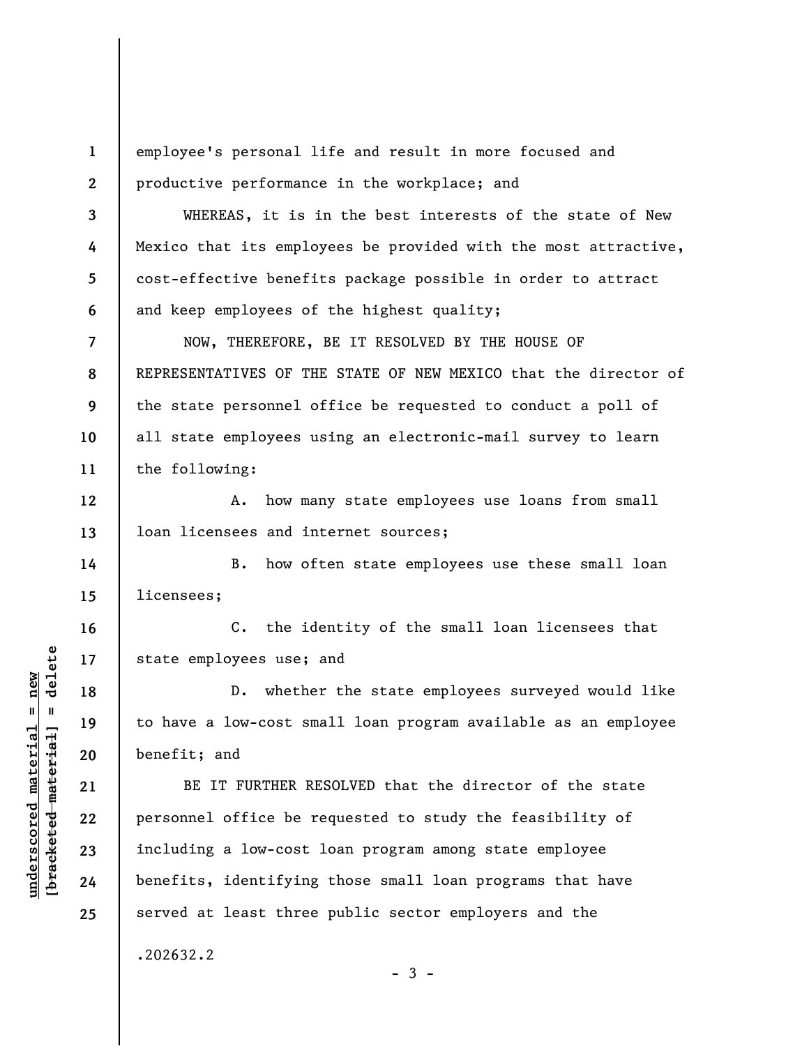employee's personal life and result in more focused and productive performance in the workplace; and

WHEREAS, it is in the best interests of the state of New Mexico that its employees be provided with the most attractive, cost-effective benefits package possible in order to attract and keep employees of the highest quality;

NOW, THEREFORE, BE IT RESOLVED BY THE HOUSE OF REPRESENTATIVES OF THE STATE OF NEW MEXICO that the director of the state personnel office be requested to conduct a poll of all state employees using an electronic-mail survey to learn the following:

A. how many state employees use loans from small loan licensees and internet sources;

B. how often state employees use these small loan licensees;

C. the identity of the small loan licensees that state employees use; and

D. whether the state employees surveyed would like to have a low-cost small loan program available as an employee benefit; and

BE IT FURTHER RESOLVED that the director of the state personnel office be requested to study the feasibility of including a low-cost loan program among state employee benefits, identifying those small loan programs that have served at least three public sector employers and the

.202632.2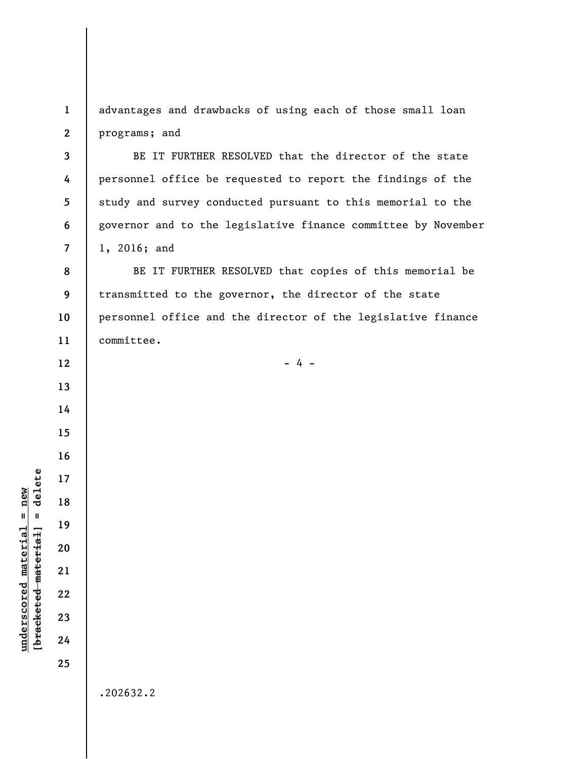advantages and drawbacks of using each of those small loan programs; and

BE IT FURTHER RESOLVED that the director of the state personnel office be requested to report the findings of the study and survey conducted pursuant to this memorial to the governor and to the legislative finance committee by November 1, 2016; and

BE IT FURTHER RESOLVED that copies of this memorial be transmitted to the governor, the director of the state personnel office and the director of the legislative finance committee.